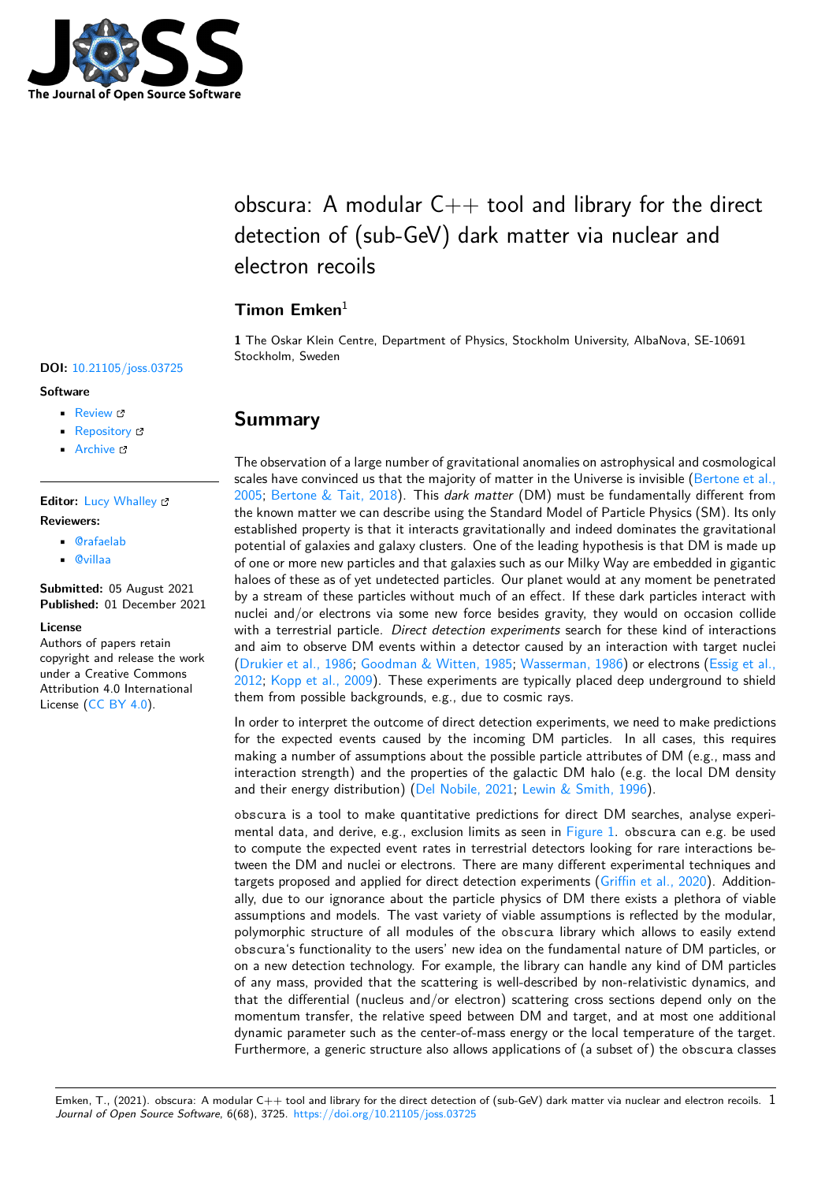# obscura: A modular C++ tool and library for the direct detection of (sub-GeV) dark matter via nuclear and electron recoils

**Timon Emken**[1]

**1** The Oskar Klein Centre, Department of Physics, Stockholm University, AlbaNova, SE-10691 Stockholm, Sweden

**DOI:** 10.21105/joss.03725

**Software**

- Review
- Repository
- Archive

**Editor:** Lucy Whalley

**Reviewers:**

- @rafaelab
- @villaa

**Submitted:** 05 August 2021
**Published:** 01 December 2021

**License**
Authors of papers retain copyright and release the work under a Creative Commons Attribution 4.0 International License (CC BY 4.0).

## Summary

The observation of a large number of gravitational anomalies on astrophysical and cosmological scales have convinced us that the majority of matter in the Universe is invisible (Bertone et al., 2005; Bertone & Tait, 2018). This *dark matter* (DM) must be fundamentally different from the known matter we can describe using the Standard Model of Particle Physics (SM). Its only established property is that it interacts gravitationally and indeed dominates the gravitational potential of galaxies and galaxy clusters. One of the leading hypothesis is that DM is made up of one or more new particles and that galaxies such as our Milky Way are embedded in gigantic haloes of these as of yet undetected particles. Our planet would at any moment be penetrated by a stream of these particles without much of an effect. If these dark particles interact with nuclei and/or electrons via some new force besides gravity, they would on occasion collide with a terrestrial particle. *Direct detection experiments* search for these kind of interactions and aim to observe DM events within a detector caused by an interaction with target nuclei (Drukier et al., 1986; Goodman & Witten, 1985; Wasserman, 1986) or electrons (Essig et al., 2012; Kopp et al., 2009). These experiments are typically placed deep underground to shield them from possible backgrounds, e.g., due to cosmic rays.

In order to interpret the outcome of direct detection experiments, we need to make predictions for the expected events caused by the incoming DM particles. In all cases, this requires making a number of assumptions about the possible particle attributes of DM (e.g., mass and interaction strength) and the properties of the galactic DM halo (e.g. the local DM density and their energy distribution) (Del Nobile, 2021; Lewin & Smith, 1996).

`obscura` is a tool to make quantitative predictions for direct DM searches, analyse experimental data, and derive, e.g., exclusion limits as seen in Figure 1. `obscura` can e.g. be used to compute the expected event rates in terrestrial detectors looking for rare interactions between the DM and nuclei or electrons. There are many different experimental techniques and targets proposed and applied for direct detection experiments (Griffin et al., 2020). Additionally, due to our ignorance about the particle physics of DM there exists a plethora of viable assumptions and models. The vast variety of viable assumptions is reflected by the modular, polymorphic structure of all modules of the `obscura` library which allows to easily extend `obscura`'s functionality to the users' new idea on the fundamental nature of DM particles, or on a new detection technology. For example, the library can handle any kind of DM particles of any mass, provided that the scattering is well-described by non-relativistic dynamics, and that the differential (nucleus and/or electron) scattering cross sections depend only on the momentum transfer, the relative speed between DM and target, and at most one additional dynamic parameter such as the center-of-mass energy or the local temperature of the target. Furthermore, a generic structure also allows applications of (a subset of) the `obscura` classes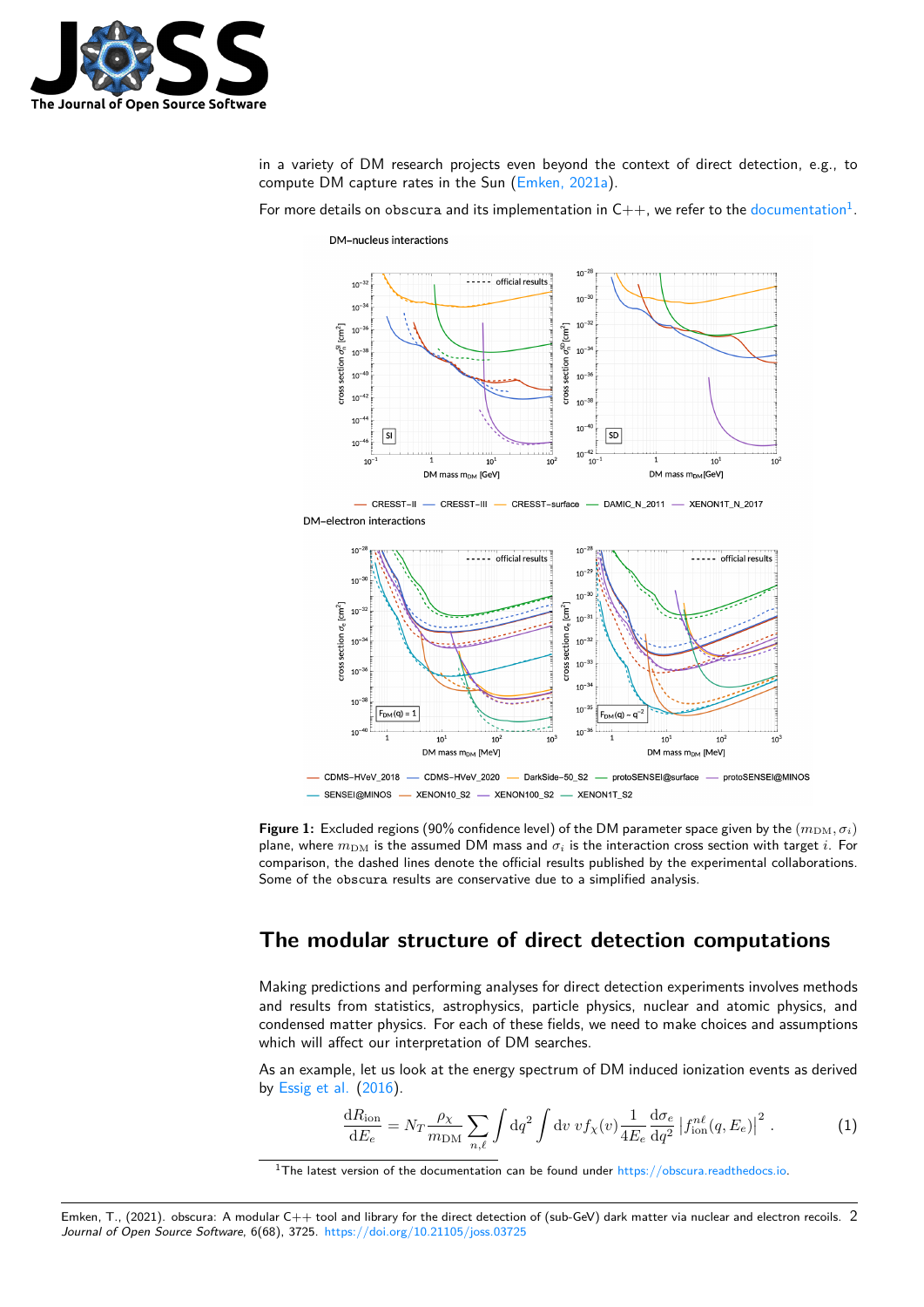in a variety of DM research projects even beyond the context of direct detection, e.g., to compute DM capture rates in the Sun (Emken, 2021a).

For more details on obscura and its implementation in C++, we refer to the documentation[1].

**Figure 1:** Excluded regions (90% confidence level) of the DM parameter space given by the $(m_{\mathrm{DM}}, \sigma_i)$ plane, where $m_{\mathrm{DM}}$ is the assumed DM mass and $\sigma_i$ is the interaction cross section with target $i$. For comparison, the dashed lines denote the official results published by the experimental collaborations. Some of the obscura results are conservative due to a simplified analysis.

## The modular structure of direct detection computations

Making predictions and performing analyses for direct detection experiments involves methods and results from statistics, astrophysics, particle physics, nuclear and atomic physics, and condensed matter physics. For each of these fields, we need to make choices and assumptions which will affect our interpretation of DM searches.

As an example, let us look at the energy spectrum of DM induced ionization events as derived by Essig et al. (2016).

$$\frac{\mathrm{d}R_{\mathrm{ion}}}{\mathrm{d}E_e} = N_T \frac{\rho_\chi}{m_{\mathrm{DM}}} \sum_{n,\ell} \int \mathrm{d}q^2 \int \mathrm{d}v \, v f_\chi(v) \frac{1}{4E_e} \frac{\mathrm{d}\sigma_e}{\mathrm{d}q^2} \left| f_{\mathrm{ion}}^{n\ell}(q, E_e) \right|^2 . \tag{1}$$

[1] The latest version of the documentation can be found under https://obscura.readthedocs.io.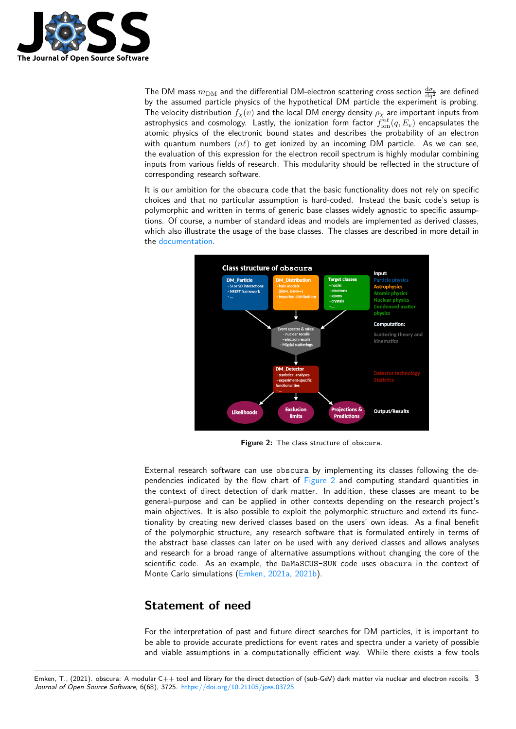The DM mass $m_{\mathrm{DM}}$ and the differential DM-electron scattering cross section $\frac{d\sigma_e}{dq^2}$ are defined by the assumed particle physics of the hypothetical DM particle the experiment is probing. The velocity distribution $f_\chi(v)$ and the local DM energy density $\rho_\chi$ are important inputs from astrophysics and cosmology. Lastly, the ionization form factor $f_{\mathrm{ion}}^{n\ell}(q, E_e)$ encapsulates the atomic physics of the electronic bound states and describes the probability of an electron with quantum numbers $(n\ell)$ to get ionized by an incoming DM particle. As we can see, the evaluation of this expression for the electron recoil spectrum is highly modular combining inputs from various fields of research. This modularity should be reflected in the structure of corresponding research software.

It is our ambition for the `obscura` code that the basic functionality does not rely on specific choices and that no particular assumption is hard-coded. Instead the basic code's setup is polymorphic and written in terms of generic base classes widely agnostic to specific assumptions. Of course, a number of standard ideas and models are implemented as derived classes, which also illustrate the usage of the base classes. The classes are described in more detail in the documentation.

**Figure 2:** The class structure of `obscura`.

External research software can use `obscura` by implementing its classes following the dependencies indicated by the flow chart of Figure 2 and computing standard quantities in the context of direct detection of dark matter. In addition, these classes are meant to be general-purpose and can be applied in other contexts depending on the research project's main objectives. It is also possible to exploit the polymorphic structure and extend its functionality by creating new derived classes based on the users' own ideas. As a final benefit of the polymorphic structure, any research software that is formulated entirely in terms of the abstract base classes can later on be used with any derived classes and allows analyses and research for a broad range of alternative assumptions without changing the core of the scientific code. As an example, the `DaMaSCUS-SUN` code uses `obscura` in the context of Monte Carlo simulations (Emken, 2021a, 2021b).

## Statement of need

For the interpretation of past and future direct searches for DM particles, it is important to be able to provide accurate predictions for event rates and spectra under a variety of possible and viable assumptions in a computationally efficient way. While there exists a few tools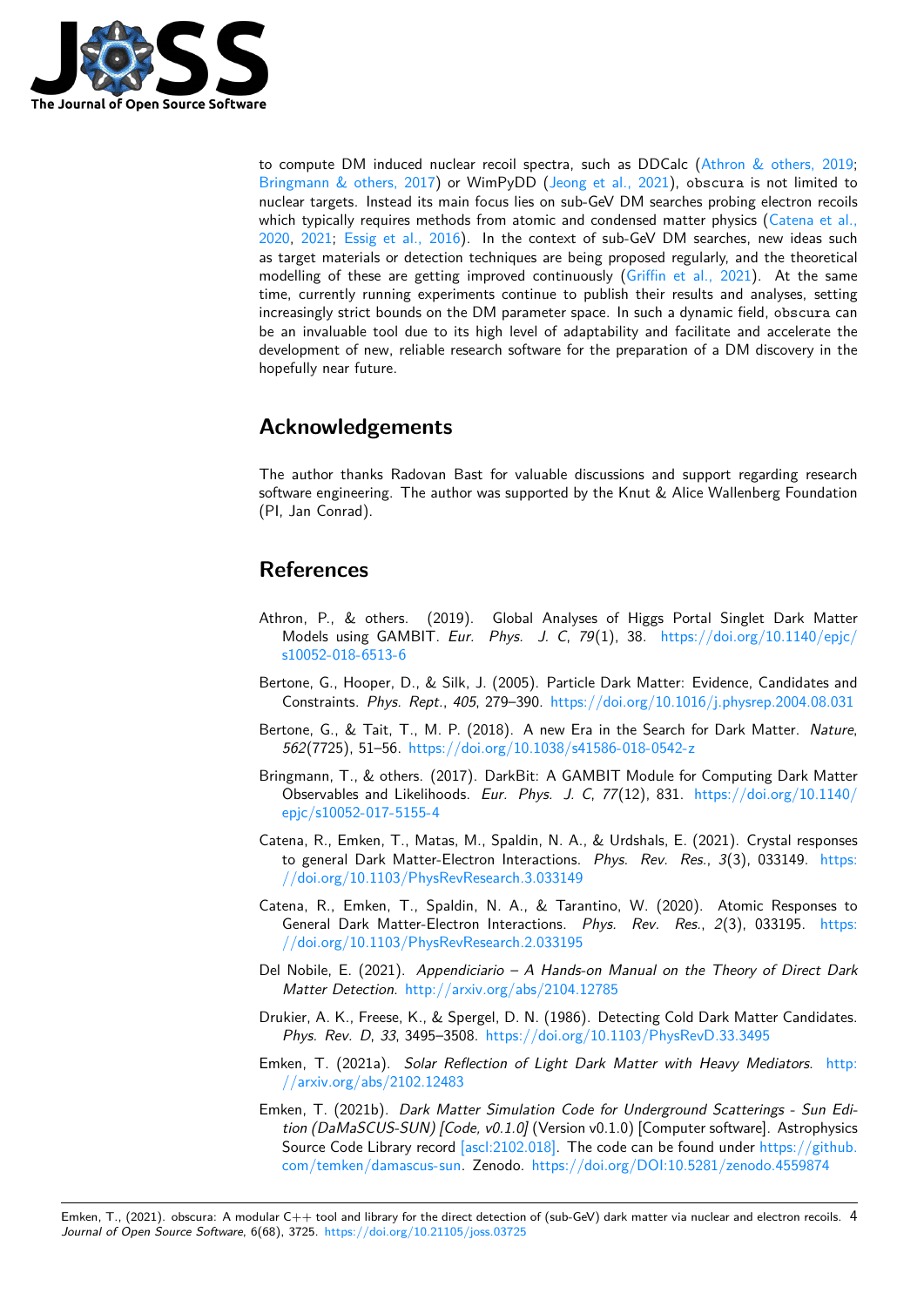to compute DM induced nuclear recoil spectra, such as DDCalc (Athron & others, 2019; Bringmann & others, 2017) or WimPyDD (Jeong et al., 2021), obscura is not limited to nuclear targets. Instead its main focus lies on sub-GeV DM searches probing electron recoils which typically requires methods from atomic and condensed matter physics (Catena et al., 2020, 2021; Essig et al., 2016). In the context of sub-GeV DM searches, new ideas such as target materials or detection techniques are being proposed regularly, and the theoretical modelling of these are getting improved continuously (Griffin et al., 2021). At the same time, currently running experiments continue to publish their results and analyses, setting increasingly strict bounds on the DM parameter space. In such a dynamic field, obscura can be an invaluable tool due to its high level of adaptability and facilitate and accelerate the development of new, reliable research software for the preparation of a DM discovery in the hopefully near future.

## Acknowledgements

The author thanks Radovan Bast for valuable discussions and support regarding research software engineering. The author was supported by the Knut & Alice Wallenberg Foundation (PI, Jan Conrad).

## References

Athron, P., & others. (2019). Global Analyses of Higgs Portal Singlet Dark Matter Models using GAMBIT. *Eur. Phys. J. C*, *79*(1), 38. https://doi.org/10.1140/epjc/s10052-018-6513-6

Bertone, G., Hooper, D., & Silk, J. (2005). Particle Dark Matter: Evidence, Candidates and Constraints. *Phys. Rept.*, *405*, 279–390. https://doi.org/10.1016/j.physrep.2004.08.031

Bertone, G., & Tait, T., M. P. (2018). A new Era in the Search for Dark Matter. *Nature*, *562*(7725), 51–56. https://doi.org/10.1038/s41586-018-0542-z

Bringmann, T., & others. (2017). DarkBit: A GAMBIT Module for Computing Dark Matter Observables and Likelihoods. *Eur. Phys. J. C*, *77*(12), 831. https://doi.org/10.1140/epjc/s10052-017-5155-4

Catena, R., Emken, T., Matas, M., Spaldin, N. A., & Urdshals, E. (2021). Crystal responses to general Dark Matter-Electron Interactions. *Phys. Rev. Res.*, *3*(3), 033149. https://doi.org/10.1103/PhysRevResearch.3.033149

Catena, R., Emken, T., Spaldin, N. A., & Tarantino, W. (2020). Atomic Responses to General Dark Matter-Electron Interactions. *Phys. Rev. Res.*, *2*(3), 033195. https://doi.org/10.1103/PhysRevResearch.2.033195

Del Nobile, E. (2021). *Appendiciario – A Hands-on Manual on the Theory of Direct Dark Matter Detection*. http://arxiv.org/abs/2104.12785

Drukier, A. K., Freese, K., & Spergel, D. N. (1986). Detecting Cold Dark Matter Candidates. *Phys. Rev. D*, *33*, 3495–3508. https://doi.org/10.1103/PhysRevD.33.3495

Emken, T. (2021a). *Solar Reflection of Light Dark Matter with Heavy Mediators*. http://arxiv.org/abs/2102.12483

Emken, T. (2021b). *Dark Matter Simulation Code for Underground Scatterings - Sun Edition (DaMaSCUS-SUN) [Code, v0.1.0]* (Version v0.1.0) [Computer software]. Astrophysics Source Code Library record [ascl:2102.018]. The code can be found under https://github.com/temken/damascus-sun. Zenodo. https://doi.org/DOI:10.5281/zenodo.4559874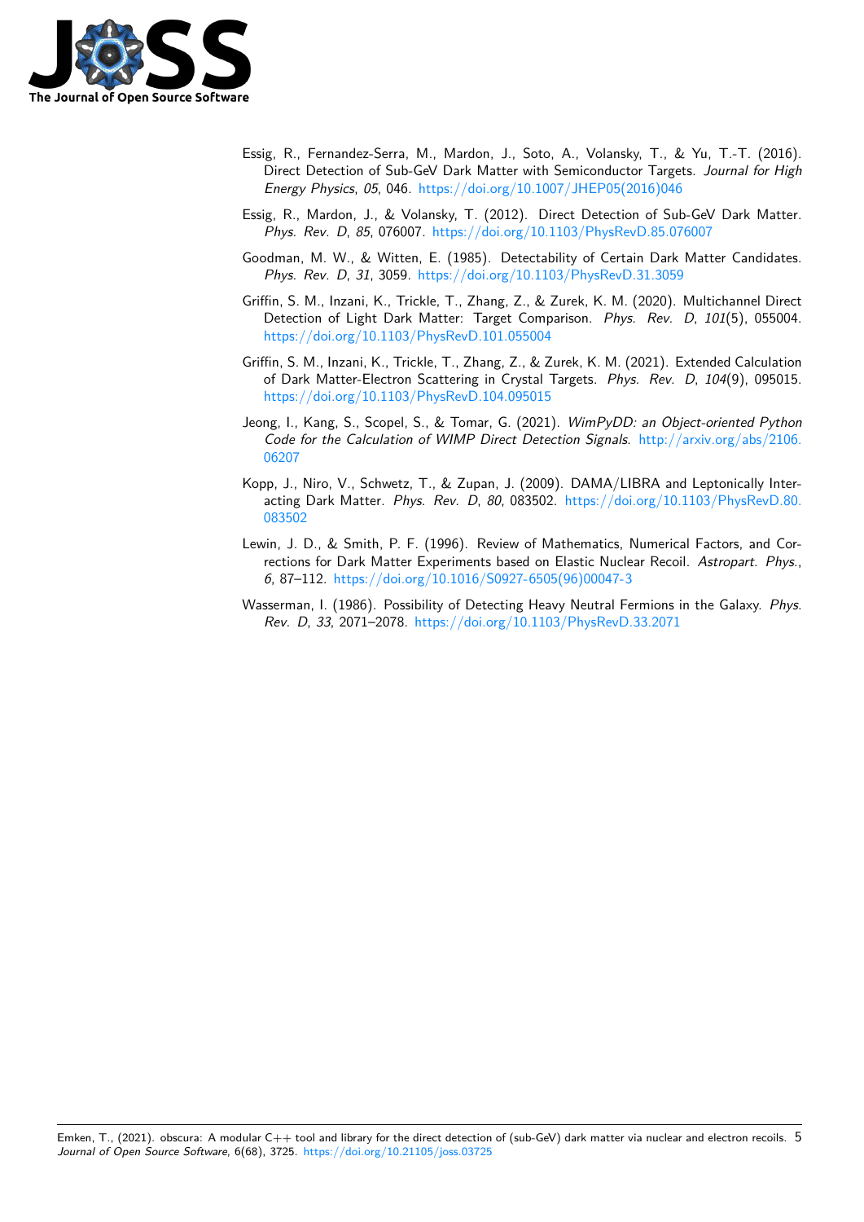Essig, R., Fernandez-Serra, M., Mardon, J., Soto, A., Volansky, T., & Yu, T.-T. (2016). Direct Detection of Sub-GeV Dark Matter with Semiconductor Targets. *Journal for High Energy Physics*, *05*, 046. https://doi.org/10.1007/JHEP05(2016)046

Essig, R., Mardon, J., & Volansky, T. (2012). Direct Detection of Sub-GeV Dark Matter. *Phys. Rev. D*, *85*, 076007. https://doi.org/10.1103/PhysRevD.85.076007

Goodman, M. W., & Witten, E. (1985). Detectability of Certain Dark Matter Candidates. *Phys. Rev. D*, *31*, 3059. https://doi.org/10.1103/PhysRevD.31.3059

Griffin, S. M., Inzani, K., Trickle, T., Zhang, Z., & Zurek, K. M. (2020). Multichannel Direct Detection of Light Dark Matter: Target Comparison. *Phys. Rev. D*, *101*(5), 055004. https://doi.org/10.1103/PhysRevD.101.055004

Griffin, S. M., Inzani, K., Trickle, T., Zhang, Z., & Zurek, K. M. (2021). Extended Calculation of Dark Matter-Electron Scattering in Crystal Targets. *Phys. Rev. D*, *104*(9), 095015. https://doi.org/10.1103/PhysRevD.104.095015

Jeong, I., Kang, S., Scopel, S., & Tomar, G. (2021). *WimPyDD: an Object-oriented Python Code for the Calculation of WIMP Direct Detection Signals*. http://arxiv.org/abs/2106.06207

Kopp, J., Niro, V., Schwetz, T., & Zupan, J. (2009). DAMA/LIBRA and Leptonically Interacting Dark Matter. *Phys. Rev. D*, *80*, 083502. https://doi.org/10.1103/PhysRevD.80.083502

Lewin, J. D., & Smith, P. F. (1996). Review of Mathematics, Numerical Factors, and Corrections for Dark Matter Experiments based on Elastic Nuclear Recoil. *Astropart. Phys.*, *6*, 87–112. https://doi.org/10.1016/S0927-6505(96)00047-3

Wasserman, I. (1986). Possibility of Detecting Heavy Neutral Fermions in the Galaxy. *Phys. Rev. D*, *33*, 2071–2078. https://doi.org/10.1103/PhysRevD.33.2071